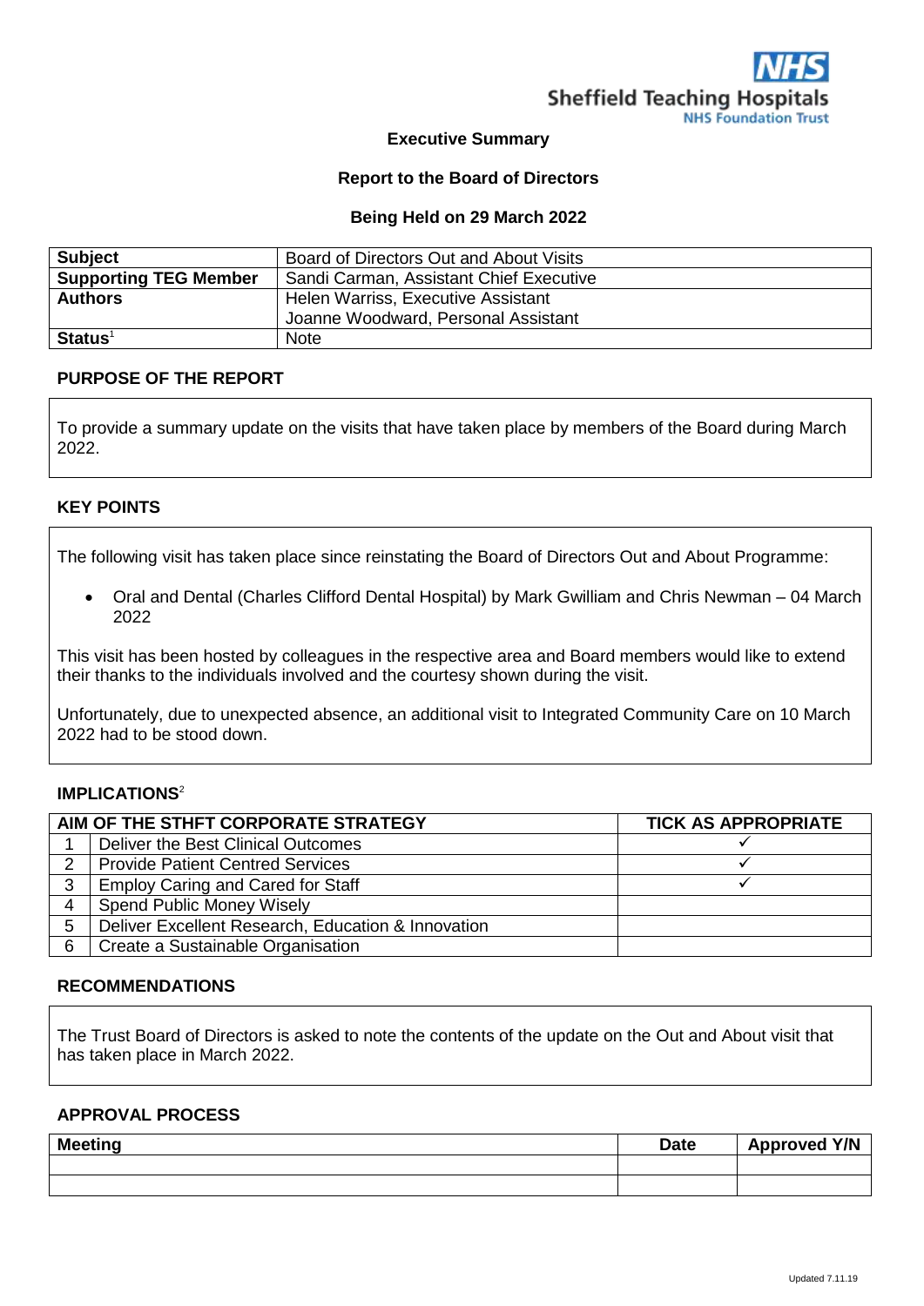**Sheffield Teaching Hospitals NHS Foundation Trust**

**Executive Summary**

**Report to the Board of Directors**

**Being Held on 29 March 2022**

| | |
|---|---|
| **Subject** | Board of Directors Out and About Visits |
| **Supporting TEG Member** | Sandi Carman, Assistant Chief Executive |
| **Authors** | Helen Warriss, Executive Assistant<br>Joanne Woodward, Personal Assistant |
| **Status**[1] | Note |

### PURPOSE OF THE REPORT

To provide a summary update on the visits that have taken place by members of the Board during March 2022.

### KEY POINTS

The following visit has taken place since reinstating the Board of Directors Out and About Programme:

- Oral and Dental (Charles Clifford Dental Hospital) by Mark Gwilliam and Chris Newman – 04 March 2022

This visit has been hosted by colleagues in the respective area and Board members would like to extend their thanks to the individuals involved and the courtesy shown during the visit.

Unfortunately, due to unexpected absence, an additional visit to Integrated Community Care on 10 March 2022 had to be stood down.

### IMPLICATIONS[2]

| | AIM OF THE STHFT CORPORATE STRATEGY | TICK AS APPROPRIATE |
|---|---|---|
| 1 | Deliver the Best Clinical Outcomes | ✓ |
| 2 | Provide Patient Centred Services | ✓ |
| 3 | Employ Caring and Cared for Staff | ✓ |
| 4 | Spend Public Money Wisely | |
| 5 | Deliver Excellent Research, Education & Innovation | |
| 6 | Create a Sustainable Organisation | |

### RECOMMENDATIONS

The Trust Board of Directors is asked to note the contents of the update on the Out and About visit that has taken place in March 2022.

### APPROVAL PROCESS

| Meeting | Date | Approved Y/N |
|---|---|---|
| | | |
| | | |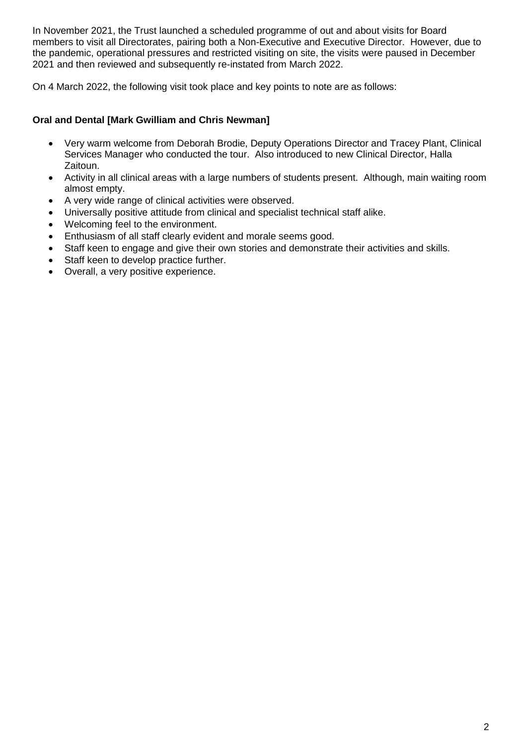In November 2021, the Trust launched a scheduled programme of out and about visits for Board members to visit all Directorates, pairing both a Non-Executive and Executive Director. However, due to the pandemic, operational pressures and restricted visiting on site, the visits were paused in December 2021 and then reviewed and subsequently re-instated from March 2022.

On 4 March 2022, the following visit took place and key points to note are as follows:

**Oral and Dental [Mark Gwilliam and Chris Newman]**

- Very warm welcome from Deborah Brodie, Deputy Operations Director and Tracey Plant, Clinical Services Manager who conducted the tour. Also introduced to new Clinical Director, Halla Zaitoun.
- Activity in all clinical areas with a large numbers of students present. Although, main waiting room almost empty.
- A very wide range of clinical activities were observed.
- Universally positive attitude from clinical and specialist technical staff alike.
- Welcoming feel to the environment.
- Enthusiasm of all staff clearly evident and morale seems good.
- Staff keen to engage and give their own stories and demonstrate their activities and skills.
- Staff keen to develop practice further.
- Overall, a very positive experience.